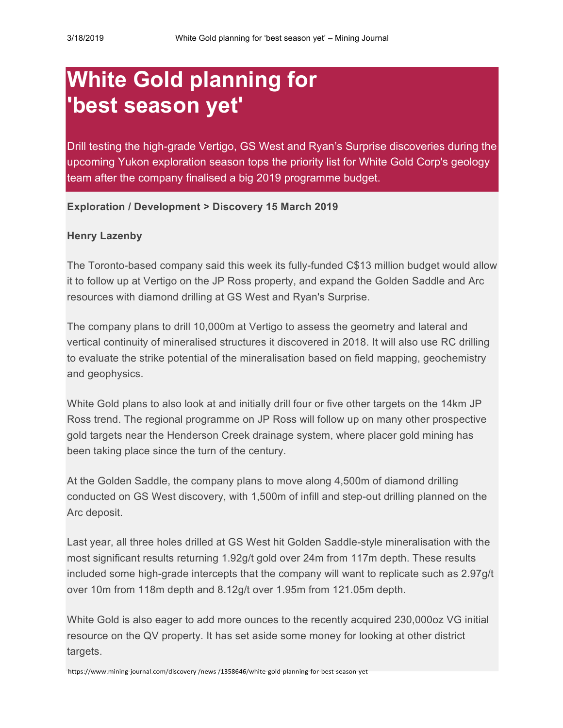# White Gold planning for 'best season yet'

Drill testing the high-grade Vertigo, GS West and Ryan's Surprise discoveries during the upcoming Yukon exploration season tops the priority list for White Gold Corp's geology team after the company finalised a big 2019 programme budget.

**Exploration / Development > Discovery 15 March 2019**

**Henry Lazenby**

The Toronto-based company said this week its fully-funded C$13 million budget would allow it to follow up at Vertigo on the JP Ross property, and expand the Golden Saddle and Arc resources with diamond drilling at GS West and Ryan's Surprise.

The company plans to drill 10,000m at Vertigo to assess the geometry and lateral and vertical continuity of mineralised structures it discovered in 2018. It will also use RC drilling to evaluate the strike potential of the mineralisation based on field mapping, geochemistry and geophysics.

White Gold plans to also look at and initially drill four or five other targets on the 14km JP Ross trend. The regional programme on JP Ross will follow up on many other prospective gold targets near the Henderson Creek drainage system, where placer gold mining has been taking place since the turn of the century.

At the Golden Saddle, the company plans to move along 4,500m of diamond drilling conducted on GS West discovery, with 1,500m of infill and step-out drilling planned on the Arc deposit.

Last year, all three holes drilled at GS West hit Golden Saddle-style mineralisation with the most significant results returning 1.92g/t gold over 24m from 117m depth. These results included some high-grade intercepts that the company will want to replicate such as 2.97g/t over 10m from 118m depth and 8.12g/t over 1.95m from 121.05m depth.

White Gold is also eager to add more ounces to the recently acquired 230,000oz VG initial resource on the QV property. It has set aside some money for looking at other district targets.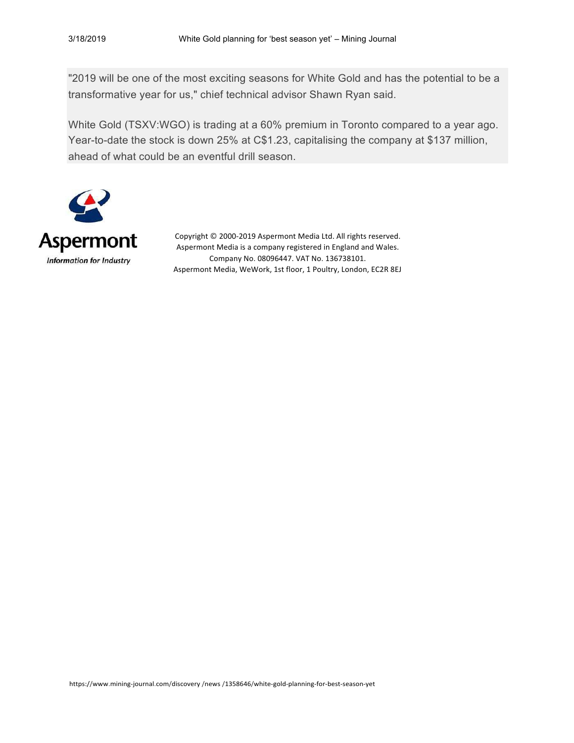"2019 will be one of the most exciting seasons for White Gold and has the potential to be a transformative year for us," chief technical advisor Shawn Ryan said.

White Gold (TSXV:WGO) is trading at a 60% premium in Toronto compared to a year ago. Year-to-date the stock is down 25% at C$1.23, capitalising the company at $137 million, ahead of what could be an eventful drill season.

Aspermont

*Information for Industry*

Copyright © 2000-2019 Aspermont Media Ltd. All rights reserved.
Aspermont Media is a company registered in England and Wales.
Company No. 08096447. VAT No. 136738101.
Aspermont Media, WeWork, 1st floor, 1 Poultry, London, EC2R 8EJ